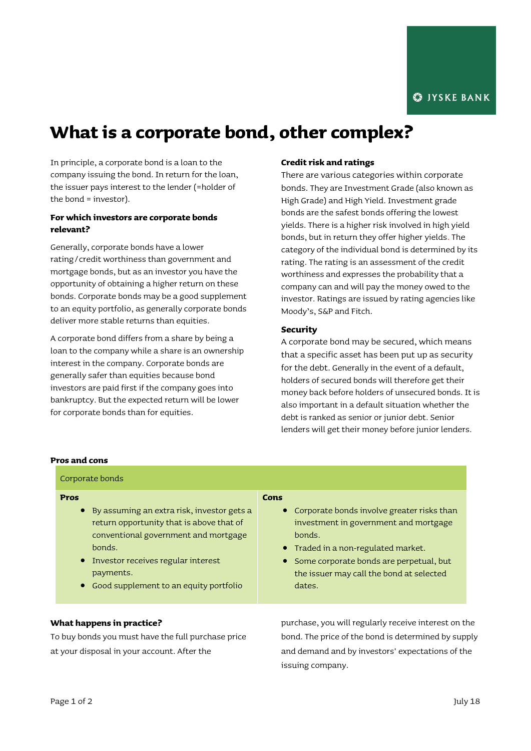JYSKE BANK

# What is a corporate bond, other complex?

In principle, a corporate bond is a loan to the company issuing the bond. In return for the loan, the issuer pays interest to the lender (=holder of the bond = investor).

### For which investors are corporate bonds relevant?

Generally, corporate bonds have a lower rating/credit worthiness than government and mortgage bonds, but as an investor you have the opportunity of obtaining a higher return on these bonds. Corporate bonds may be a good supplement to an equity portfolio, as generally corporate bonds deliver more stable returns than equities.

A corporate bond differs from a share by being a loan to the company while a share is an ownership interest in the company. Corporate bonds are generally safer than equities because bond investors are paid first if the company goes into bankruptcy. But the expected return will be lower for corporate bonds than for equities.

### Credit risk and ratings

There are various categories within corporate bonds. They are Investment Grade (also known as High Grade) and High Yield. Investment grade bonds are the safest bonds offering the lowest yields. There is a higher risk involved in high yield bonds, but in return they offer higher yields. The category of the individual bond is determined by its rating. The rating is an assessment of the credit worthiness and expresses the probability that a company can and will pay the money owed to the investor. Ratings are issued by rating agencies like Moody's, S&P and Fitch.

### Security

A corporate bond may be secured, which means that a specific asset has been put up as security for the debt. Generally in the event of a default, holders of secured bonds will therefore get their money back before holders of unsecured bonds. It is also important in a default situation whether the debt is ranked as senior or junior debt. Senior lenders will get their money before junior lenders.

### Pros and cons

| Corporate bonds | |
|---|---|
| **Pros** | **Cons** |
| • By assuming an extra risk, investor gets a return opportunity that is above that of conventional government and mortgage bonds.<br>• Investor receives regular interest payments.<br>• Good supplement to an equity portfolio | • Corporate bonds involve greater risks than investment in government and mortgage bonds.<br>• Traded in a non-regulated market.<br>• Some corporate bonds are perpetual, but the issuer may call the bond at selected dates. |

### What happens in practice?

To buy bonds you must have the full purchase price at your disposal in your account. After the purchase, you will regularly receive interest on the bond. The price of the bond is determined by supply and demand and by investors' expectations of the issuing company.

July 18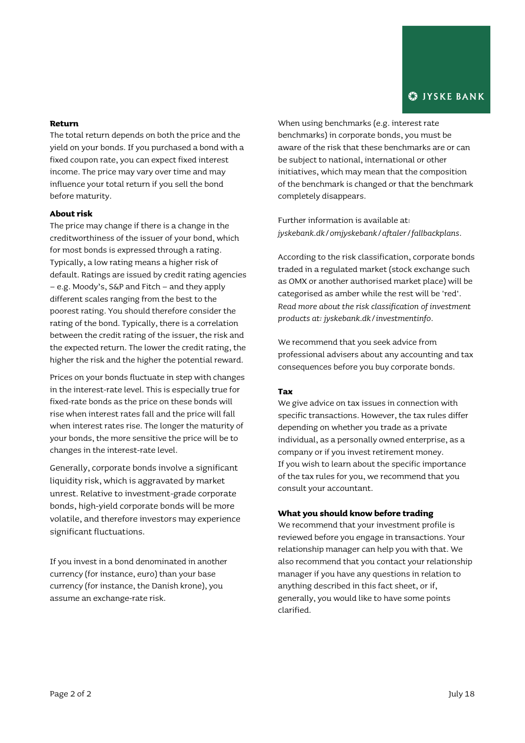## Return

The total return depends on both the price and the yield on your bonds. If you purchased a bond with a fixed coupon rate, you can expect fixed interest income. The price may vary over time and may influence your total return if you sell the bond before maturity.

## About risk

The price may change if there is a change in the creditworthiness of the issuer of your bond, which for most bonds is expressed through a rating. Typically, a low rating means a higher risk of default. Ratings are issued by credit rating agencies – e.g. Moody's, S&P and Fitch – and they apply different scales ranging from the best to the poorest rating. You should therefore consider the rating of the bond. Typically, there is a correlation between the credit rating of the issuer, the risk and the expected return. The lower the credit rating, the higher the risk and the higher the potential reward.

Prices on your bonds fluctuate in step with changes in the interest-rate level. This is especially true for fixed-rate bonds as the price on these bonds will rise when interest rates fall and the price will fall when interest rates rise. The longer the maturity of your bonds, the more sensitive the price will be to changes in the interest-rate level.

Generally, corporate bonds involve a significant liquidity risk, which is aggravated by market unrest. Relative to investment-grade corporate bonds, high-yield corporate bonds will be more volatile, and therefore investors may experience significant fluctuations.

If you invest in a bond denominated in another currency (for instance, euro) than your base currency (for instance, the Danish krone), you assume an exchange-rate risk.

When using benchmarks (e.g. interest rate benchmarks) in corporate bonds, you must be aware of the risk that these benchmarks are or can be subject to national, international or other initiatives, which may mean that the composition of the benchmark is changed or that the benchmark completely disappears.

Further information is available at: *jyskebank.dk/omjyskebank/aftaler/fallbackplans*.

According to the risk classification, corporate bonds traded in a regulated market (stock exchange such as OMX or another authorised market place) will be categorised as amber while the rest will be 'red'. *Read more about the risk classification of investment products at: jyskebank.dk/investmentinfo*.

We recommend that you seek advice from professional advisers about any accounting and tax consequences before you buy corporate bonds.

## Tax

We give advice on tax issues in connection with specific transactions. However, the tax rules differ depending on whether you trade as a private individual, as a personally owned enterprise, as a company or if you invest retirement money.
If you wish to learn about the specific importance of the tax rules for you, we recommend that you consult your accountant.

## What you should know before trading

We recommend that your investment profile is reviewed before you engage in transactions. Your relationship manager can help you with that. We also recommend that you contact your relationship manager if you have any questions in relation to anything described in this fact sheet, or if, generally, you would like to have some points clarified.